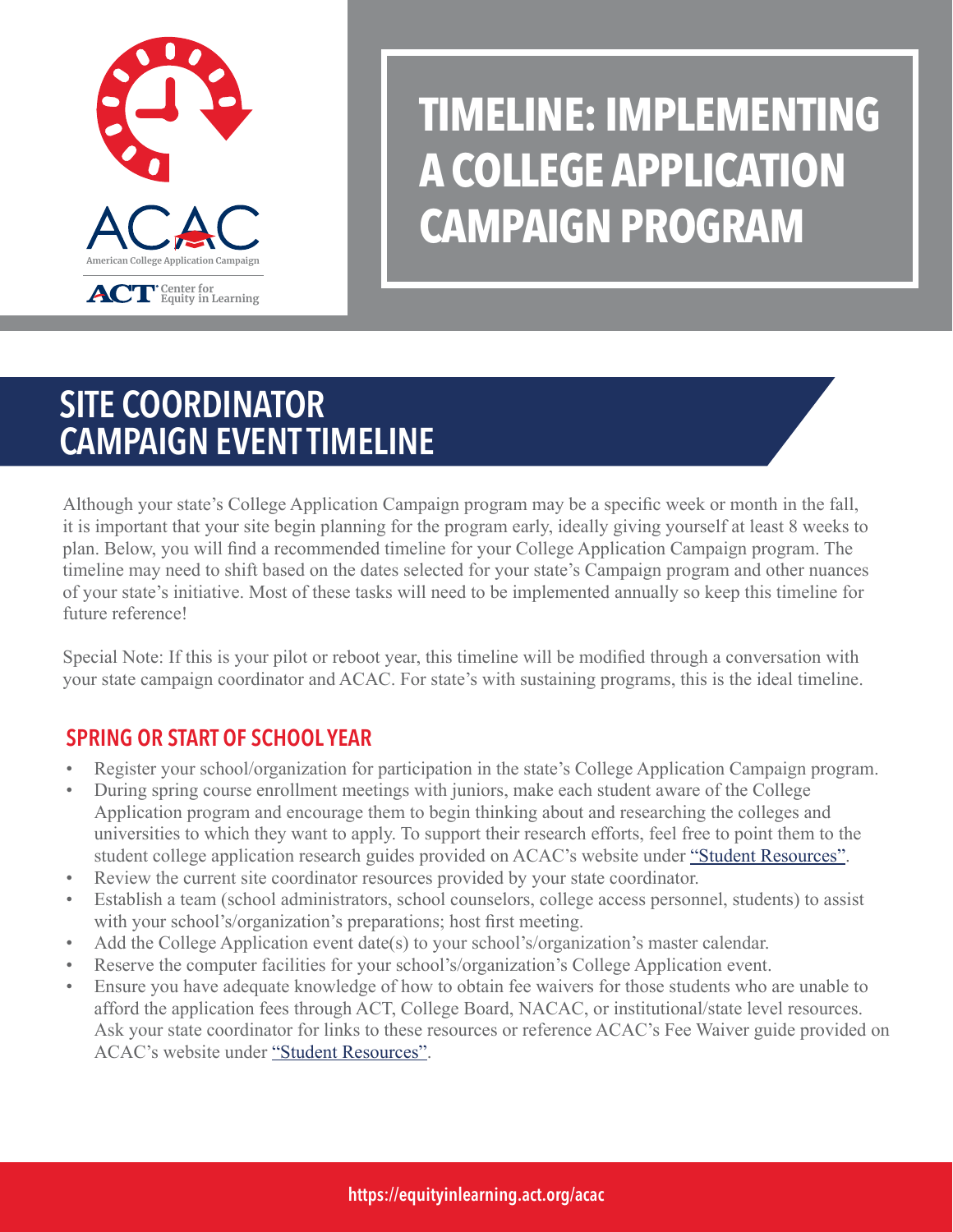ACAC

American College Application Campaign

ACT Center for Equity in Learning

# TIMELINE: IMPLEMENTING A COLLEGE APPLICATION CAMPAIGN PROGRAM

## SITE COORDINATOR CAMPAIGN EVENT TIMELINE

Although your state's College Application Campaign program may be a specific week or month in the fall, it is important that your site begin planning for the program early, ideally giving yourself at least 8 weeks to plan. Below, you will find a recommended timeline for your College Application Campaign program. The timeline may need to shift based on the dates selected for your state's Campaign program and other nuances of your state's initiative. Most of these tasks will need to be implemented annually so keep this timeline for future reference!

Special Note: If this is your pilot or reboot year, this timeline will be modified through a conversation with your state campaign coordinator and ACAC. For state's with sustaining programs, this is the ideal timeline.

### SPRING OR START OF SCHOOL YEAR

- Register your school/organization for participation in the state's College Application Campaign program.
- During spring course enrollment meetings with juniors, make each student aware of the College Application program and encourage them to begin thinking about and researching the colleges and universities to which they want to apply. To support their research efforts, feel free to point them to the student college application research guides provided on ACAC's website under "Student Resources".
- Review the current site coordinator resources provided by your state coordinator.
- Establish a team (school administrators, school counselors, college access personnel, students) to assist with your school's/organization's preparations; host first meeting.
- Add the College Application event date(s) to your school's/organization's master calendar.
- Reserve the computer facilities for your school's/organization's College Application event.
- Ensure you have adequate knowledge of how to obtain fee waivers for those students who are unable to afford the application fees through ACT, College Board, NACAC, or institutional/state level resources. Ask your state coordinator for links to these resources or reference ACAC's Fee Waiver guide provided on ACAC's website under "Student Resources".

https://equityinlearning.act.org/acac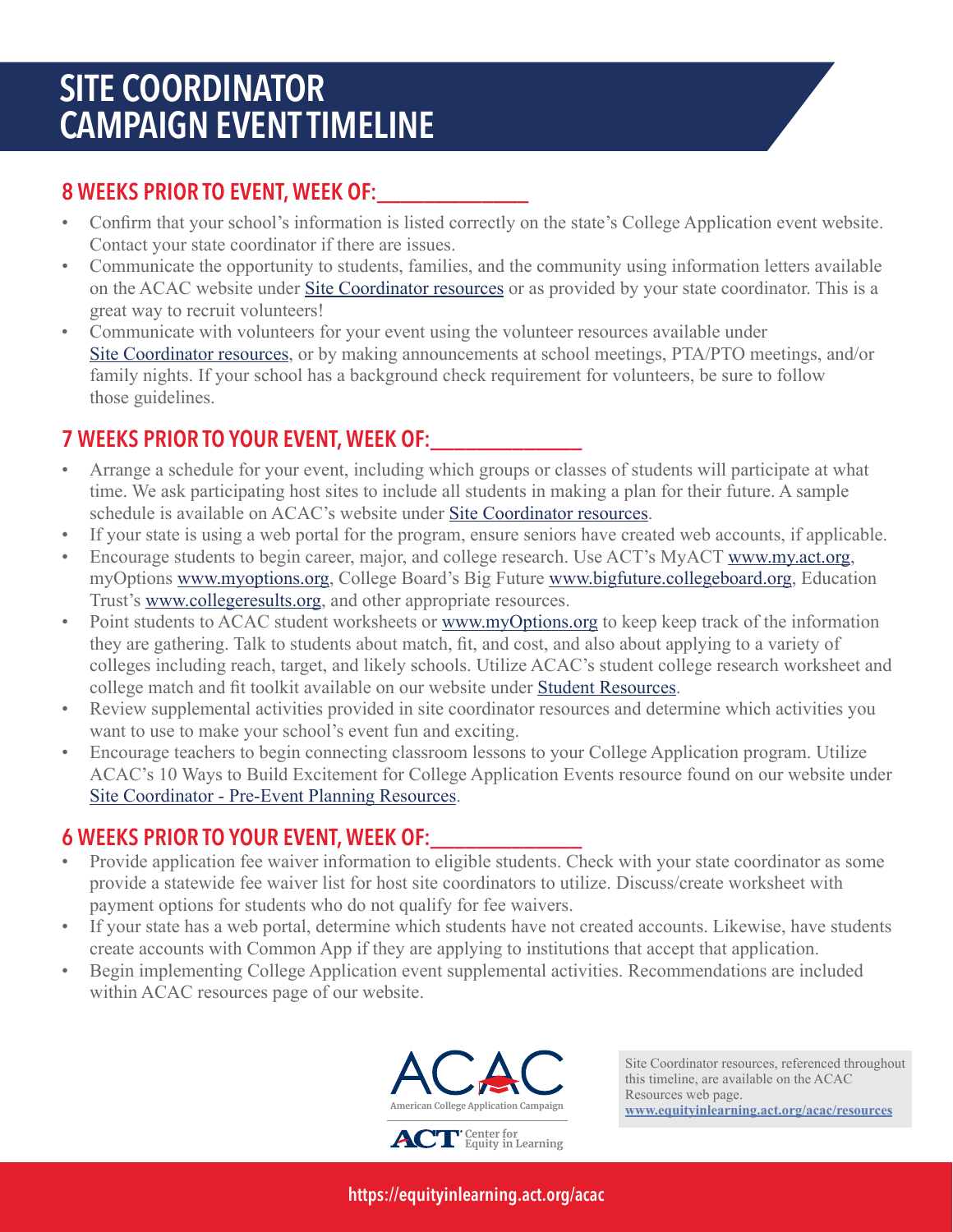# SITE COORDINATOR CAMPAIGN EVENT TIMELINE

## 8 WEEKS PRIOR TO EVENT, WEEK OF:______________

- Confirm that your school's information is listed correctly on the state's College Application event website. Contact your state coordinator if there are issues.
- Communicate the opportunity to students, families, and the community using information letters available on the ACAC website under Site Coordinator resources or as provided by your state coordinator. This is a great way to recruit volunteers!
- Communicate with volunteers for your event using the volunteer resources available under Site Coordinator resources, or by making announcements at school meetings, PTA/PTO meetings, and/or family nights. If your school has a background check requirement for volunteers, be sure to follow those guidelines.

## 7 WEEKS PRIOR TO YOUR EVENT, WEEK OF:______________

- Arrange a schedule for your event, including which groups or classes of students will participate at what time. We ask participating host sites to include all students in making a plan for their future. A sample schedule is available on ACAC's website under Site Coordinator resources.
- If your state is using a web portal for the program, ensure seniors have created web accounts, if applicable.
- Encourage students to begin career, major, and college research. Use ACT's MyACT www.my.act.org, myOptions www.myoptions.org, College Board's Big Future www.bigfuture.collegeboard.org, Education Trust's www.collegeresults.org, and other appropriate resources.
- Point students to ACAC student worksheets or www.myOptions.org to keep keep track of the information they are gathering. Talk to students about match, fit, and cost, and also about applying to a variety of colleges including reach, target, and likely schools. Utilize ACAC's student college research worksheet and college match and fit toolkit available on our website under Student Resources.
- Review supplemental activities provided in site coordinator resources and determine which activities you want to use to make your school's event fun and exciting.
- Encourage teachers to begin connecting classroom lessons to your College Application program. Utilize ACAC's 10 Ways to Build Excitement for College Application Events resource found on our website under Site Coordinator - Pre-Event Planning Resources.

## 6 WEEKS PRIOR TO YOUR EVENT, WEEK OF:______________

- Provide application fee waiver information to eligible students. Check with your state coordinator as some provide a statewide fee waiver list for host site coordinators to utilize. Discuss/create worksheet with payment options for students who do not qualify for fee waivers.
- If your state has a web portal, determine which students have not created accounts. Likewise, have students create accounts with Common App if they are applying to institutions that accept that application.
- Begin implementing College Application event supplemental activities. Recommendations are included within ACAC resources page of our website.

Site Coordinator resources, referenced throughout this timeline, are available on the ACAC Resources web page. **www.equityinlearning.act.org/acac/resources**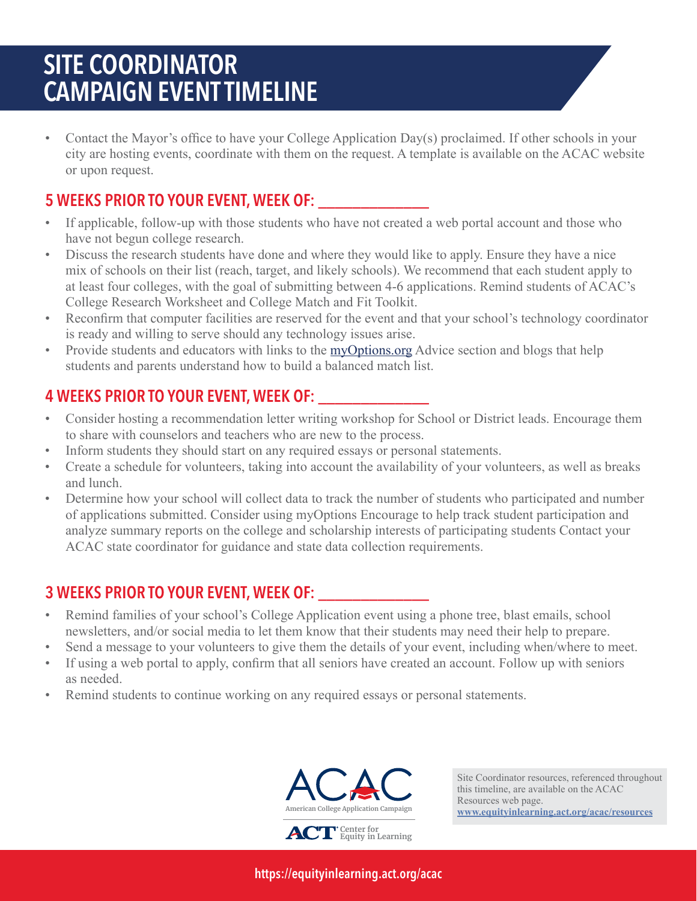# SITE COORDINATOR CAMPAIGN EVENT TIMELINE

- Contact the Mayor's office to have your College Application Day(s) proclaimed. If other schools in your city are hosting events, coordinate with them on the request. A template is available on the ACAC website or upon request.

## 5 WEEKS PRIOR TO YOUR EVENT, WEEK OF: ______________

- If applicable, follow-up with those students who have not created a web portal account and those who have not begun college research.
- Discuss the research students have done and where they would like to apply. Ensure they have a nice mix of schools on their list (reach, target, and likely schools). We recommend that each student apply to at least four colleges, with the goal of submitting between 4-6 applications. Remind students of ACAC's College Research Worksheet and College Match and Fit Toolkit.
- Reconfirm that computer facilities are reserved for the event and that your school's technology coordinator is ready and willing to serve should any technology issues arise.
- Provide students and educators with links to the myOptions.org Advice section and blogs that help students and parents understand how to build a balanced match list.

## 4 WEEKS PRIOR TO YOUR EVENT, WEEK OF: ______________

- Consider hosting a recommendation letter writing workshop for School or District leads. Encourage them to share with counselors and teachers who are new to the process.
- Inform students they should start on any required essays or personal statements.
- Create a schedule for volunteers, taking into account the availability of your volunteers, as well as breaks and lunch.
- Determine how your school will collect data to track the number of students who participated and number of applications submitted. Consider using myOptions Encourage to help track student participation and analyze summary reports on the college and scholarship interests of participating students Contact your ACAC state coordinator for guidance and state data collection requirements.

## 3 WEEKS PRIOR TO YOUR EVENT, WEEK OF: ______________

- Remind families of your school's College Application event using a phone tree, blast emails, school newsletters, and/or social media to let them know that their students may need their help to prepare.
- Send a message to your volunteers to give them the details of your event, including when/where to meet.
- If using a web portal to apply, confirm that all seniors have created an account. Follow up with seniors as needed.
- Remind students to continue working on any required essays or personal statements.

ACAC American College Application Campaign

ACT Center for Equity in Learning

Site Coordinator resources, referenced throughout this timeline, are available on the ACAC Resources web page. **www.equityinlearning.act.org/acac/resources**

https://equityinlearning.act.org/acac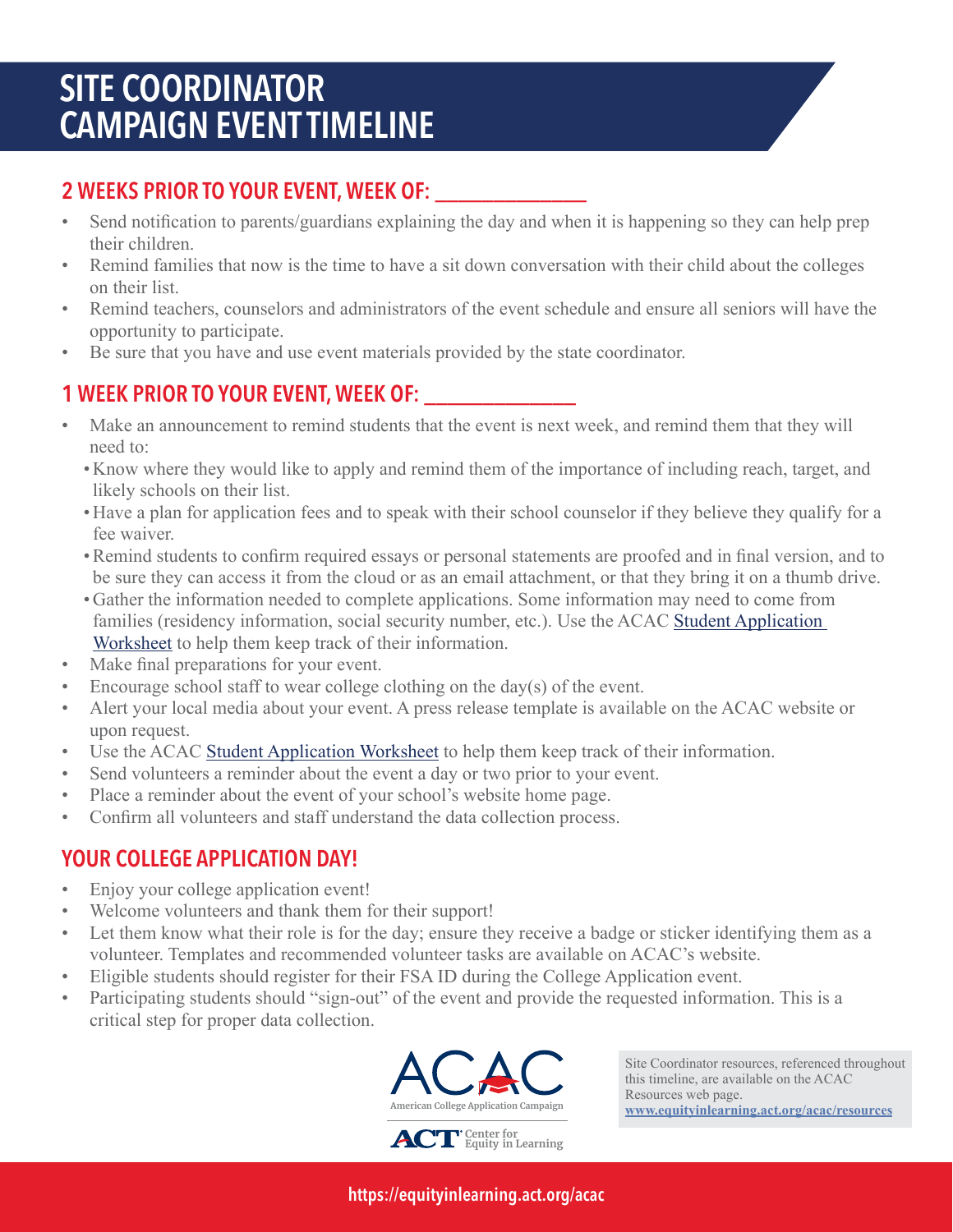# SITE COORDINATOR CAMPAIGN EVENT TIMELINE

## 2 WEEKS PRIOR TO YOUR EVENT, WEEK OF: _______________

- Send notification to parents/guardians explaining the day and when it is happening so they can help prep their children.
- Remind families that now is the time to have a sit down conversation with their child about the colleges on their list.
- Remind teachers, counselors and administrators of the event schedule and ensure all seniors will have the opportunity to participate.
- Be sure that you have and use event materials provided by the state coordinator.

## 1 WEEK PRIOR TO YOUR EVENT, WEEK OF: _______________

- Make an announcement to remind students that the event is next week, and remind them that they will need to:
  - Know where they would like to apply and remind them of the importance of including reach, target, and likely schools on their list.
  - Have a plan for application fees and to speak with their school counselor if they believe they qualify for a fee waiver.
  - Remind students to confirm required essays or personal statements are proofed and in final version, and to be sure they can access it from the cloud or as an email attachment, or that they bring it on a thumb drive.
  - Gather the information needed to complete applications. Some information may need to come from families (residency information, social security number, etc.). Use the ACAC Student Application Worksheet to help them keep track of their information.
- Make final preparations for your event.
- Encourage school staff to wear college clothing on the day(s) of the event.
- Alert your local media about your event. A press release template is available on the ACAC website or upon request.
- Use the ACAC Student Application Worksheet to help them keep track of their information.
- Send volunteers a reminder about the event a day or two prior to your event.
- Place a reminder about the event of your school's website home page.
- Confirm all volunteers and staff understand the data collection process.

## YOUR COLLEGE APPLICATION DAY!

- Enjoy your college application event!
- Welcome volunteers and thank them for their support!
- Let them know what their role is for the day; ensure they receive a badge or sticker identifying them as a volunteer. Templates and recommended volunteer tasks are available on ACAC's website.
- Eligible students should register for their FSA ID during the College Application event.
- Participating students should "sign-out" of the event and provide the requested information. This is a critical step for proper data collection.

ACAC American College Application Campaign

ACT Center for Equity in Learning

Site Coordinator resources, referenced throughout this timeline, are available on the ACAC Resources web page.
**www.equityinlearning.act.org/acac/resources**

https://equityinlearning.act.org/acac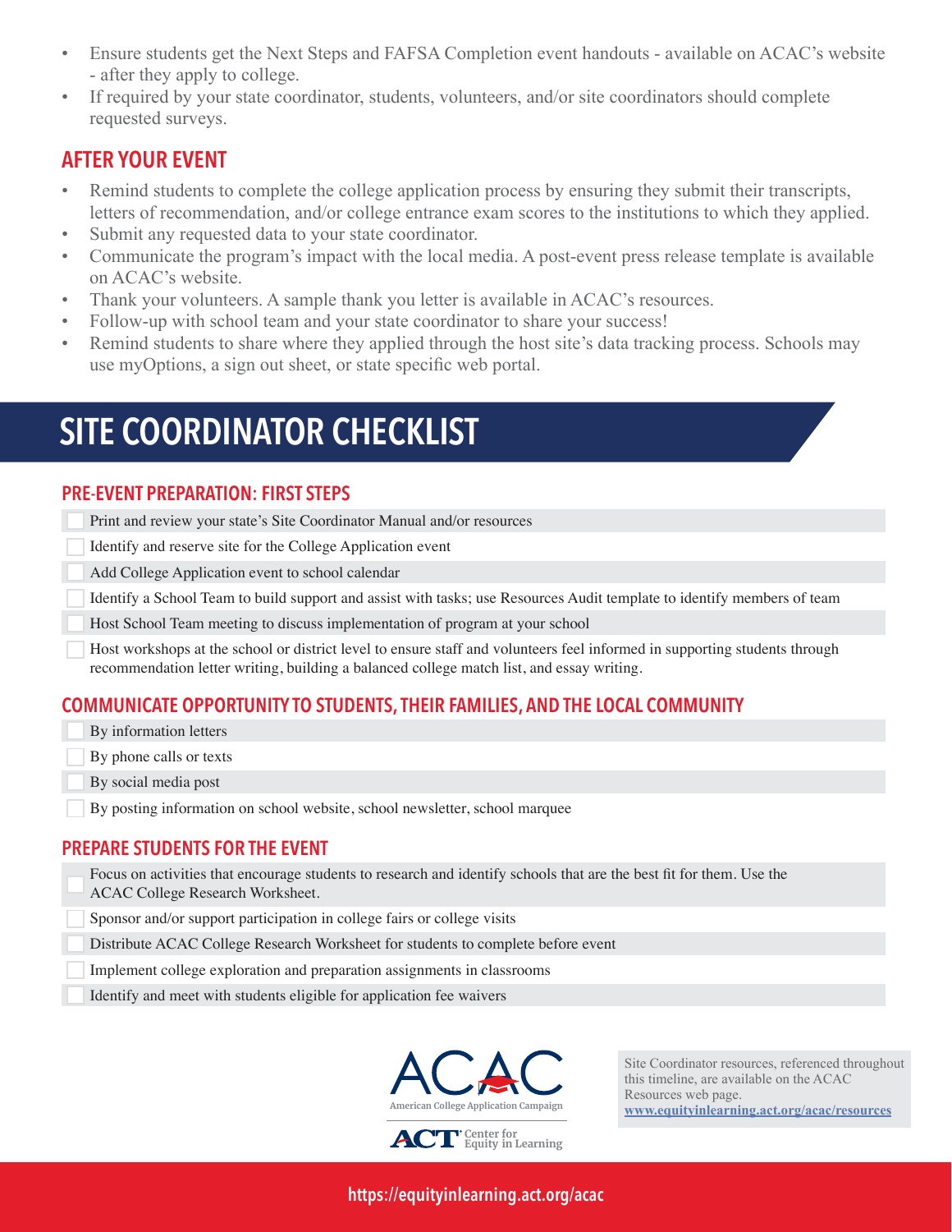- Ensure students get the Next Steps and FAFSA Completion event handouts - available on ACAC's website - after they apply to college.
- If required by your state coordinator, students, volunteers, and/or site coordinators should complete requested surveys.

## AFTER YOUR EVENT

- Remind students to complete the college application process by ensuring they submit their transcripts, letters of recommendation, and/or college entrance exam scores to the institutions to which they applied.
- Submit any requested data to your state coordinator.
- Communicate the program's impact with the local media. A post-event press release template is available on ACAC's website.
- Thank your volunteers. A sample thank you letter is available in ACAC's resources.
- Follow-up with school team and your state coordinator to share your success!
- Remind students to share where they applied through the host site's data tracking process. Schools may use myOptions, a sign out sheet, or state specific web portal.

# SITE COORDINATOR CHECKLIST

## PRE-EVENT PREPARATION: FIRST STEPS

- [ ] Print and review your state's Site Coordinator Manual and/or resources
- [ ] Identify and reserve site for the College Application event
- [ ] Add College Application event to school calendar
- [ ] Identify a School Team to build support and assist with tasks; use Resources Audit template to identify members of team
- [ ] Host School Team meeting to discuss implementation of program at your school
- [ ] Host workshops at the school or district level to ensure staff and volunteers feel informed in supporting students through recommendation letter writing, building a balanced college match list, and essay writing.

## COMMUNICATE OPPORTUNITY TO STUDENTS, THEIR FAMILIES, AND THE LOCAL COMMUNITY

- [ ] By information letters
- [ ] By phone calls or texts
- [ ] By social media post
- [ ] By posting information on school website, school newsletter, school marquee

## PREPARE STUDENTS FOR THE EVENT

- [ ] Focus on activities that encourage students to research and identify schools that are the best fit for them. Use the ACAC College Research Worksheet.
- [ ] Sponsor and/or support participation in college fairs or college visits
- [ ] Distribute ACAC College Research Worksheet for students to complete before event
- [ ] Implement college exploration and preparation assignments in classrooms
- [ ] Identify and meet with students eligible for application fee waivers

ACAC American College Application Campaign

ACT Center for Equity in Learning

Site Coordinator resources, referenced throughout this timeline, are available on the ACAC Resources web page.
www.equityinlearning.act.org/acac/resources

https://equityinlearning.act.org/acac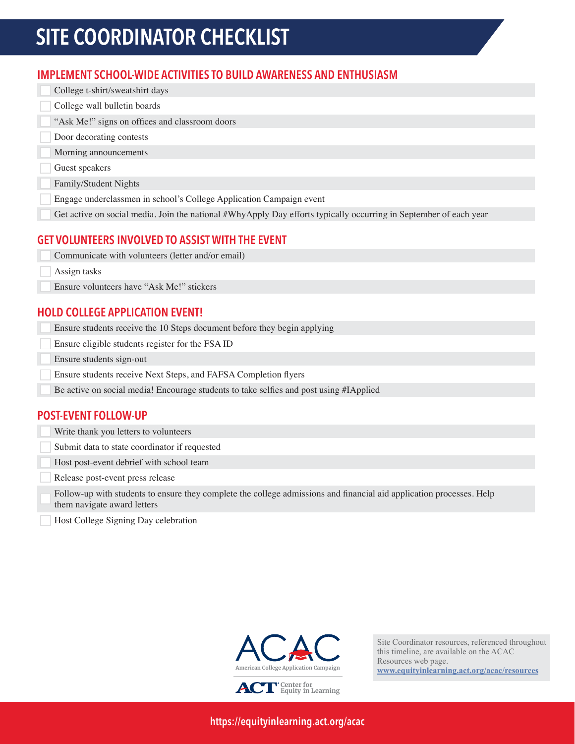# SITE COORDINATOR CHECKLIST

## IMPLEMENT SCHOOL-WIDE ACTIVITIES TO BUILD AWARENESS AND ENTHUSIASM

- [ ] College t-shirt/sweatshirt days
- [ ] College wall bulletin boards
- [ ] "Ask Me!" signs on offices and classroom doors
- [ ] Door decorating contests
- [ ] Morning announcements
- [ ] Guest speakers
- [ ] Family/Student Nights
- [ ] Engage underclassmen in school's College Application Campaign event
- [ ] Get active on social media. Join the national #WhyApply Day efforts typically occurring in September of each year

## GET VOLUNTEERS INVOLVED TO ASSIST WITH THE EVENT

- [ ] Communicate with volunteers (letter and/or email)
- [ ] Assign tasks
- [ ] Ensure volunteers have "Ask Me!" stickers

## HOLD COLLEGE APPLICATION EVENT!

- [ ] Ensure students receive the 10 Steps document before they begin applying
- [ ] Ensure eligible students register for the FSA ID
- [ ] Ensure students sign-out
- [ ] Ensure students receive Next Steps, and FAFSA Completion flyers
- [ ] Be active on social media! Encourage students to take selfies and post using #IApplied

## POST-EVENT FOLLOW-UP

- [ ] Write thank you letters to volunteers
- [ ] Submit data to state coordinator if requested
- [ ] Host post-event debrief with school team
- [ ] Release post-event press release
- [ ] Follow-up with students to ensure they complete the college admissions and financial aid application processes. Help them navigate award letters
- [ ] Host College Signing Day celebration

ACAC
American College Application Campaign

ACT Center for Equity in Learning

Site Coordinator resources, referenced throughout this timeline, are available on the ACAC Resources web page. **www.equityinlearning.act.org/acac/resources**

https://equityinlearning.act.org/acac